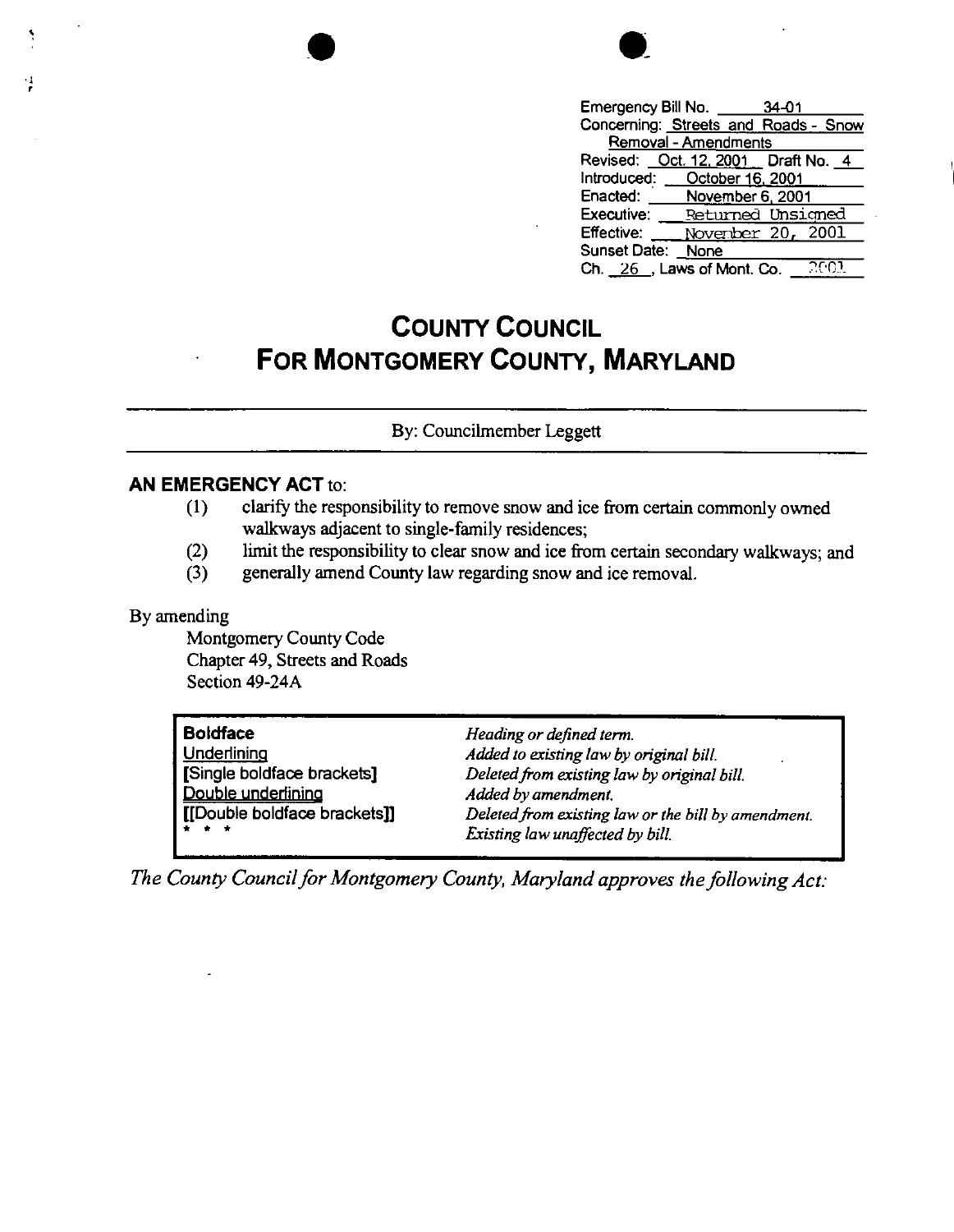Emergency Bill No. 34-01
Concerning: Streets and Roads - Snow Removal - Amendments
Revised: Oct. 12, 2001 Draft No. 4
Introduced: October 16, 2001
Enacted: November 6, 2001
Executive: Returned Unsigned
Effective: November 20, 2001
Sunset Date: None
Ch. 26, Laws of Mont. Co. 2001

# COUNTY COUNCIL FOR MONTGOMERY COUNTY, MARYLAND

By: Councilmember Leggett

## AN EMERGENCY ACT to:

(1) clarify the responsibility to remove snow and ice from certain commonly owned walkways adjacent to single-family residences;
(2) limit the responsibility to clear snow and ice from certain secondary walkways; and
(3) generally amend County law regarding snow and ice removal.

By amending
Montgomery County Code
Chapter 49, Streets and Roads
Section 49-24A

| | |
|---|---|
| **Boldface** | *Heading or defined term.* |
| Underlining | *Added to existing law by original bill.* |
| **[**Single boldface brackets**]** | *Deleted from existing law by original bill.* |
| Double underlining | *Added by amendment.* |
| **[[**Double boldface brackets**]]** | *Deleted from existing law or the bill by amendment.* |
| * * * | *Existing law unaffected by bill.* |

*The County Council for Montgomery County, Maryland approves the following Act:*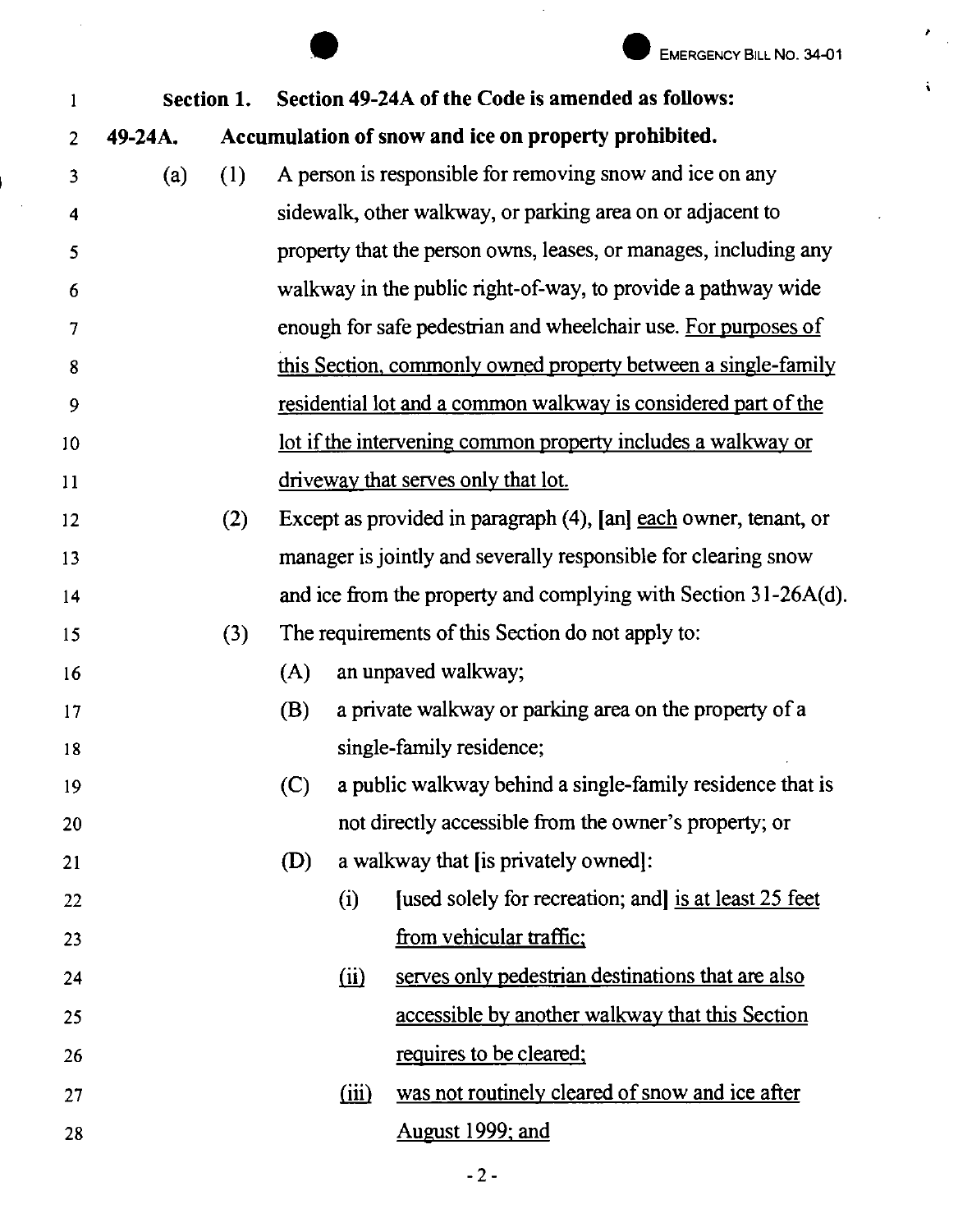**Section 1. Section 49-24A of the Code is amended as follows:**

**49-24A. Accumulation of snow and ice on property prohibited.**

(a) (1) A person is responsible for removing snow and ice on any sidewalk, other walkway, or parking area on or adjacent to property that the person owns, leases, or manages, including any walkway in the public right-of-way, to provide a pathway wide enough for safe pedestrian and wheelchair use. <u>For purposes of this Section, commonly owned property between a single-family residential lot and a common walkway is considered part of the lot if the intervening common property includes a walkway or driveway that serves only that lot.</u>

(2) Except as provided in paragraph (4), [an] <u>each</u> owner, tenant, or manager is jointly and severally responsible for clearing snow and ice from the property and complying with Section 31-26A(d).

(3) The requirements of this Section do not apply to:

(A) an unpaved walkway;

(B) a private walkway or parking area on the property of a single-family residence;

(C) a public walkway behind a single-family residence that is not directly accessible from the owner's property; or

(D) a walkway that [is privately owned]:

(i) [used solely for recreation; and] <u>is at least 25 feet from vehicular traffic;</u>

<u>(ii)</u> <u>serves only pedestrian destinations that are also accessible by another walkway that this Section requires to be cleared;</u>

<u>(iii)</u> <u>was not routinely cleared of snow and ice after August 1999; and</u>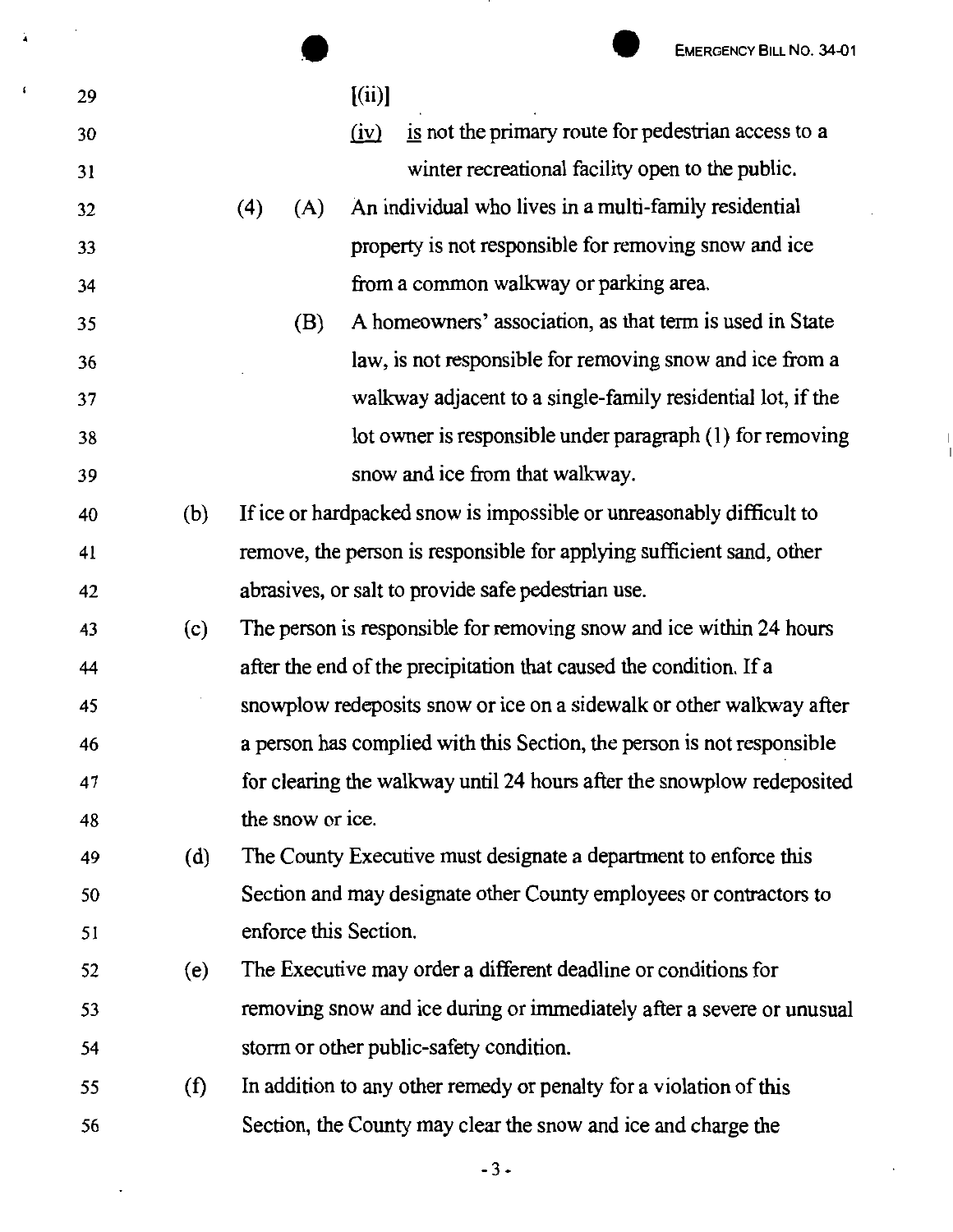[(ii)]

<u>(iv)</u> <u>is</u> not the primary route for pedestrian access to a winter recreational facility open to the public.

(4) (A) An individual who lives in a multi-family residential property is not responsible for removing snow and ice from a common walkway or parking area.

(B) A homeowners' association, as that term is used in State law, is not responsible for removing snow and ice from a walkway adjacent to a single-family residential lot, if the lot owner is responsible under paragraph (1) for removing snow and ice from that walkway.

(b) If ice or hardpacked snow is impossible or unreasonably difficult to remove, the person is responsible for applying sufficient sand, other abrasives, or salt to provide safe pedestrian use.

(c) The person is responsible for removing snow and ice within 24 hours after the end of the precipitation that caused the condition. If a snowplow redeposits snow or ice on a sidewalk or other walkway after a person has complied with this Section, the person is not responsible for clearing the walkway until 24 hours after the snowplow redeposited the snow or ice.

(d) The County Executive must designate a department to enforce this Section and may designate other County employees or contractors to enforce this Section.

(e) The Executive may order a different deadline or conditions for removing snow and ice during or immediately after a severe or unusual storm or other public-safety condition.

(f) In addition to any other remedy or penalty for a violation of this Section, the County may clear the snow and ice and charge the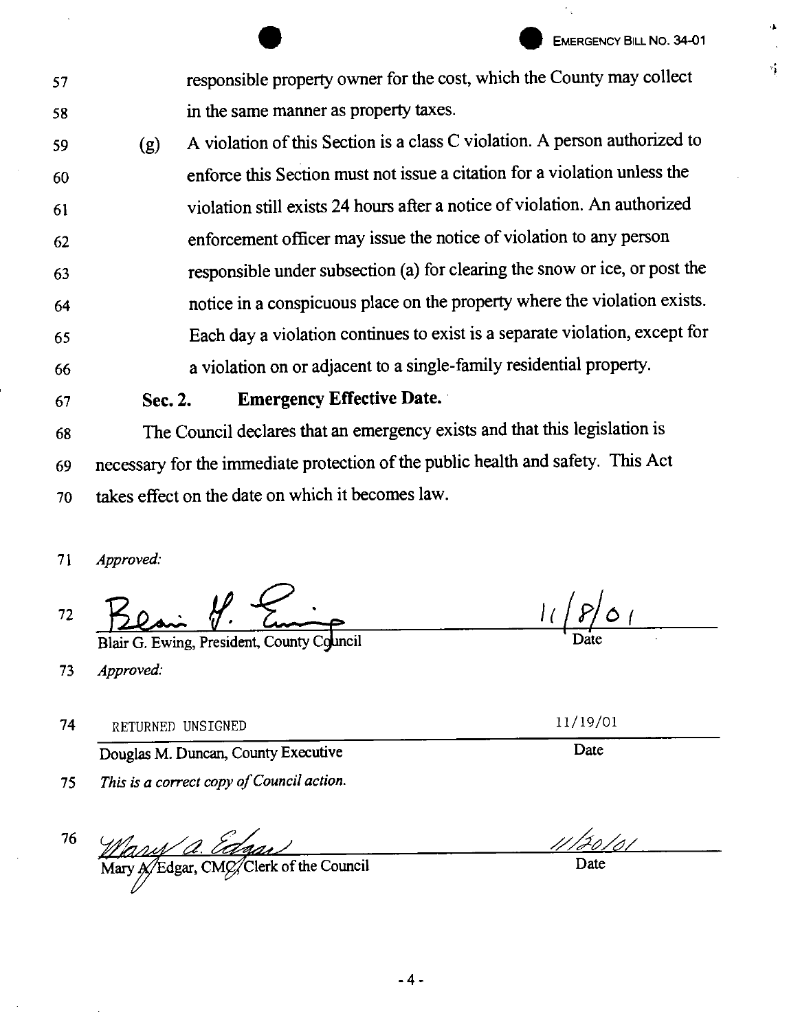responsible property owner for the cost, which the County may collect in the same manner as property taxes.

(g) A violation of this Section is a class C violation. A person authorized to enforce this Section must not issue a citation for a violation unless the violation still exists 24 hours after a notice of violation. An authorized enforcement officer may issue the notice of violation to any person responsible under subsection (a) for clearing the snow or ice, or post the notice in a conspicuous place on the property where the violation exists. Each day a violation continues to exist is a separate violation, except for a violation on or adjacent to a single-family residential property.

**Sec. 2. Emergency Effective Date.**

The Council declares that an emergency exists and that this legislation is necessary for the immediate protection of the public health and safety. This Act takes effect on the date on which it becomes law.

*Approved:*

Blair G. Ewing, President, County Council — Date: 11/8/01

*Approved:*

RETURNED UNSIGNED

Douglas M. Duncan, County Executive — Date: 11/19/01

*This is a correct copy of Council action.*

Mary A. Edgar, CMC, Clerk of the Council — Date: 11/20/01